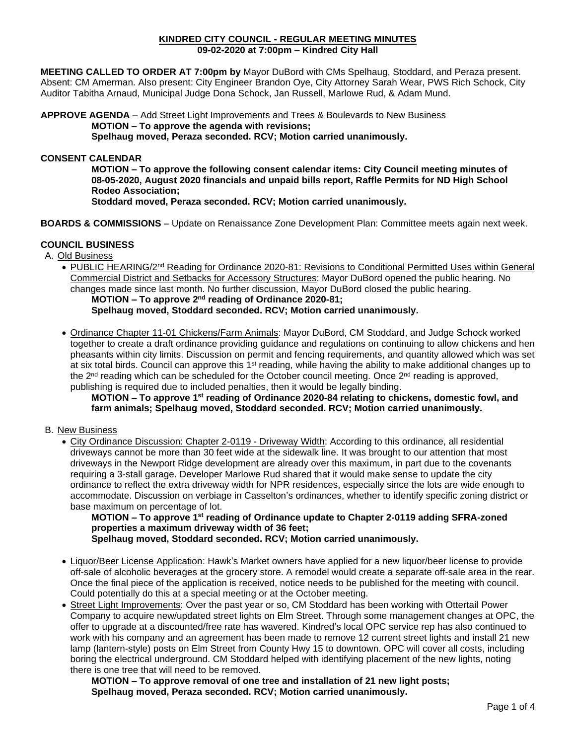# KINDRED CITY COUNCIL - REGULAR MEETING MINUTES

**09-02-2020 at 7:00pm – Kindred City Hall**

**MEETING CALLED TO ORDER AT 7:00pm by** Mayor DuBord with CMs Spelhaug, Stoddard, and Peraza present. Absent: CM Amerman. Also present: City Engineer Brandon Oye, City Attorney Sarah Wear, PWS Rich Schock, City Auditor Tabitha Arnaud, Municipal Judge Dona Schock, Jan Russell, Marlowe Rud, & Adam Mund.

**APPROVE AGENDA** – Add Street Light Improvements and Trees & Boulevards to New Business

> **MOTION – To approve the agenda with revisions;**
> **Spelhaug moved, Peraza seconded. RCV; Motion carried unanimously.**

**CONSENT CALENDAR**

> **MOTION – To approve the following consent calendar items: City Council meeting minutes of 08-05-2020, August 2020 financials and unpaid bills report, Raffle Permits for ND High School Rodeo Association;**
> **Stoddard moved, Peraza seconded. RCV; Motion carried unanimously.**

**BOARDS & COMMISSIONS** – Update on Renaissance Zone Development Plan: Committee meets again next week.

**COUNCIL BUSINESS**

A. Old Business

- PUBLIC HEARING/2nd Reading for Ordinance 2020-81: Revisions to Conditional Permitted Uses within General Commercial District and Setbacks for Accessory Structures: Mayor DuBord opened the public hearing. No changes made since last month. No further discussion, Mayor DuBord closed the public hearing.

  **MOTION – To approve 2nd reading of Ordinance 2020-81;**
  **Spelhaug moved, Stoddard seconded. RCV; Motion carried unanimously.**

- Ordinance Chapter 11-01 Chickens/Farm Animals: Mayor DuBord, CM Stoddard, and Judge Schock worked together to create a draft ordinance providing guidance and regulations on continuing to allow chickens and hen pheasants within city limits. Discussion on permit and fencing requirements, and quantity allowed which was set at six total birds. Council can approve this 1st reading, while having the ability to make additional changes up to the 2nd reading which can be scheduled for the October council meeting. Once 2nd reading is approved, publishing is required due to included penalties, then it would be legally binding.

  **MOTION – To approve 1st reading of Ordinance 2020-84 relating to chickens, domestic fowl, and farm animals; Spelhaug moved, Stoddard seconded. RCV; Motion carried unanimously.**

B. New Business

- City Ordinance Discussion: Chapter 2-0119 - Driveway Width: According to this ordinance, all residential driveways cannot be more than 30 feet wide at the sidewalk line. It was brought to our attention that most driveways in the Newport Ridge development are already over this maximum, in part due to the covenants requiring a 3-stall garage. Developer Marlowe Rud shared that it would make sense to update the city ordinance to reflect the extra driveway width for NPR residences, especially since the lots are wide enough to accommodate. Discussion on verbiage in Casselton's ordinances, whether to identify specific zoning district or base maximum on percentage of lot.

  **MOTION – To approve 1st reading of Ordinance update to Chapter 2-0119 adding SFRA-zoned properties a maximum driveway width of 36 feet;**
  **Spelhaug moved, Stoddard seconded. RCV; Motion carried unanimously.**

- Liquor/Beer License Application: Hawk's Market owners have applied for a new liquor/beer license to provide off-sale of alcoholic beverages at the grocery store. A remodel would create a separate off-sale area in the rear. Once the final piece of the application is received, notice needs to be published for the meeting with council. Could potentially do this at a special meeting or at the October meeting.

- Street Light Improvements: Over the past year or so, CM Stoddard has been working with Ottertail Power Company to acquire new/updated street lights on Elm Street. Through some management changes at OPC, the offer to upgrade at a discounted/free rate has wavered. Kindred's local OPC service rep has also continued to work with his company and an agreement has been made to remove 12 current street lights and install 21 new lamp (lantern-style) posts on Elm Street from County Hwy 15 to downtown. OPC will cover all costs, including boring the electrical underground. CM Stoddard helped with identifying placement of the new lights, noting there is one tree that will need to be removed.

  **MOTION – To approve removal of one tree and installation of 21 new light posts;**
  **Spelhaug moved, Peraza seconded. RCV; Motion carried unanimously.**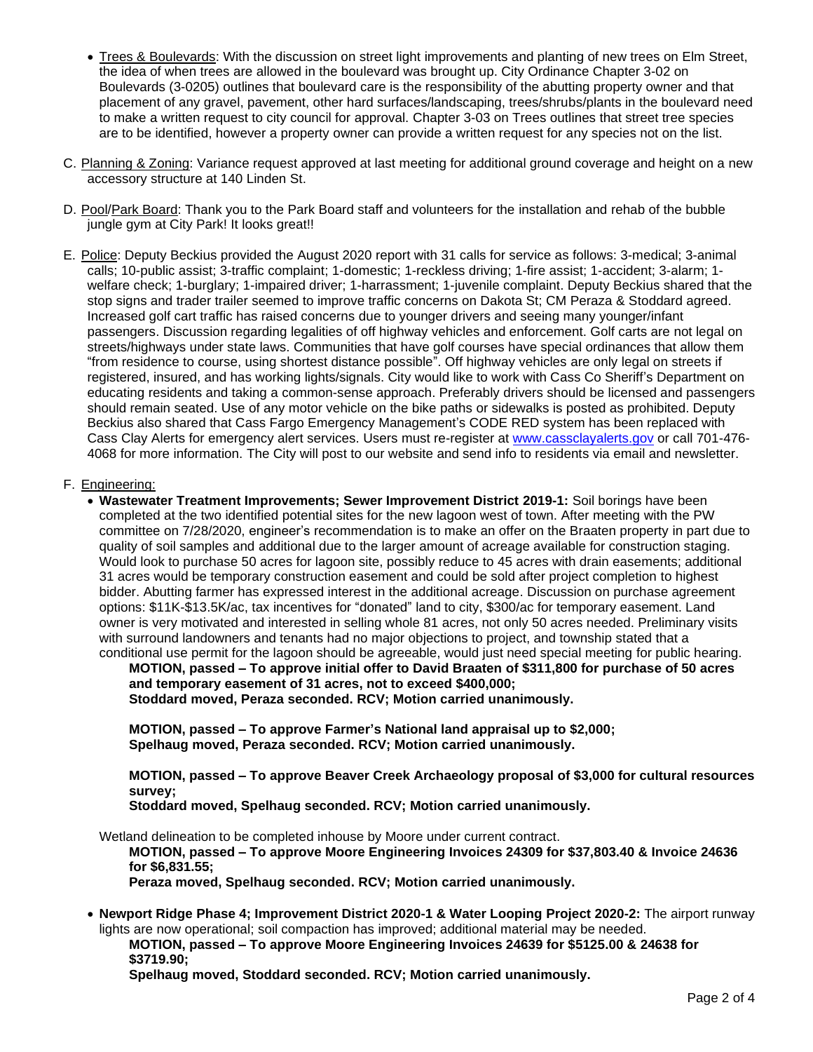- Trees & Boulevards: With the discussion on street light improvements and planting of new trees on Elm Street, the idea of when trees are allowed in the boulevard was brought up. City Ordinance Chapter 3-02 on Boulevards (3-0205) outlines that boulevard care is the responsibility of the abutting property owner and that placement of any gravel, pavement, other hard surfaces/landscaping, trees/shrubs/plants in the boulevard need to make a written request to city council for approval. Chapter 3-03 on Trees outlines that street tree species are to be identified, however a property owner can provide a written request for any species not on the list.

C. Planning & Zoning: Variance request approved at last meeting for additional ground coverage and height on a new accessory structure at 140 Linden St.

D. Pool/Park Board: Thank you to the Park Board staff and volunteers for the installation and rehab of the bubble jungle gym at City Park! It looks great!!

E. Police: Deputy Beckius provided the August 2020 report with 31 calls for service as follows: 3-medical; 3-animal calls; 10-public assist; 3-traffic complaint; 1-domestic; 1-reckless driving; 1-fire assist; 1-accident; 3-alarm; 1-welfare check; 1-burglary; 1-impaired driver; 1-harrassment; 1-juvenile complaint. Deputy Beckius shared that the stop signs and trader trailer seemed to improve traffic concerns on Dakota St; CM Peraza & Stoddard agreed. Increased golf cart traffic has raised concerns due to younger drivers and seeing many younger/infant passengers. Discussion regarding legalities of off highway vehicles and enforcement. Golf carts are not legal on streets/highways under state laws. Communities that have golf courses have special ordinances that allow them "from residence to course, using shortest distance possible". Off highway vehicles are only legal on streets if registered, insured, and has working lights/signals. City would like to work with Cass Co Sheriff's Department on educating residents and taking a common-sense approach. Preferably drivers should be licensed and passengers should remain seated. Use of any motor vehicle on the bike paths or sidewalks is posted as prohibited. Deputy Beckius also shared that Cass Fargo Emergency Management's CODE RED system has been replaced with Cass Clay Alerts for emergency alert services. Users must re-register at www.cassclayalerts.gov or call 701-476-4068 for more information. The City will post to our website and send info to residents via email and newsletter.

F. Engineering:

- **Wastewater Treatment Improvements; Sewer Improvement District 2019-1:** Soil borings have been completed at the two identified potential sites for the new lagoon west of town. After meeting with the PW committee on 7/28/2020, engineer's recommendation is to make an offer on the Braaten property in part due to quality of soil samples and additional due to the larger amount of acreage available for construction staging. Would look to purchase 50 acres for lagoon site, possibly reduce to 45 acres with drain easements; additional 31 acres would be temporary construction easement and could be sold after project completion to highest bidder. Abutting farmer has expressed interest in the additional acreage. Discussion on purchase agreement options: $11K-$13.5K/ac, tax incentives for "donated" land to city, $300/ac for temporary easement. Land owner is very motivated and interested in selling whole 81 acres, not only 50 acres needed. Preliminary visits with surround landowners and tenants had no major objections to project, and township stated that a conditional use permit for the lagoon should be agreeable, would just need special meeting for public hearing.

  **MOTION, passed – To approve initial offer to David Braaten of $311,800 for purchase of 50 acres and temporary easement of 31 acres, not to exceed $400,000;**
  **Stoddard moved, Peraza seconded. RCV; Motion carried unanimously.**

  **MOTION, passed – To approve Farmer's National land appraisal up to $2,000;**
  **Spelhaug moved, Peraza seconded. RCV; Motion carried unanimously.**

  **MOTION, passed – To approve Beaver Creek Archaeology proposal of $3,000 for cultural resources survey;**
  **Stoddard moved, Spelhaug seconded. RCV; Motion carried unanimously.**

  Wetland delineation to be completed inhouse by Moore under current contract.

  **MOTION, passed – To approve Moore Engineering Invoices 24309 for $37,803.40 & Invoice 24636 for $6,831.55;**
  **Peraza moved, Spelhaug seconded. RCV; Motion carried unanimously.**

- **Newport Ridge Phase 4; Improvement District 2020-1 & Water Looping Project 2020-2:** The airport runway lights are now operational; soil compaction has improved; additional material may be needed.

  **MOTION, passed – To approve Moore Engineering Invoices 24639 for $5125.00 & 24638 for $3719.90;**
  **Spelhaug moved, Stoddard seconded. RCV; Motion carried unanimously.**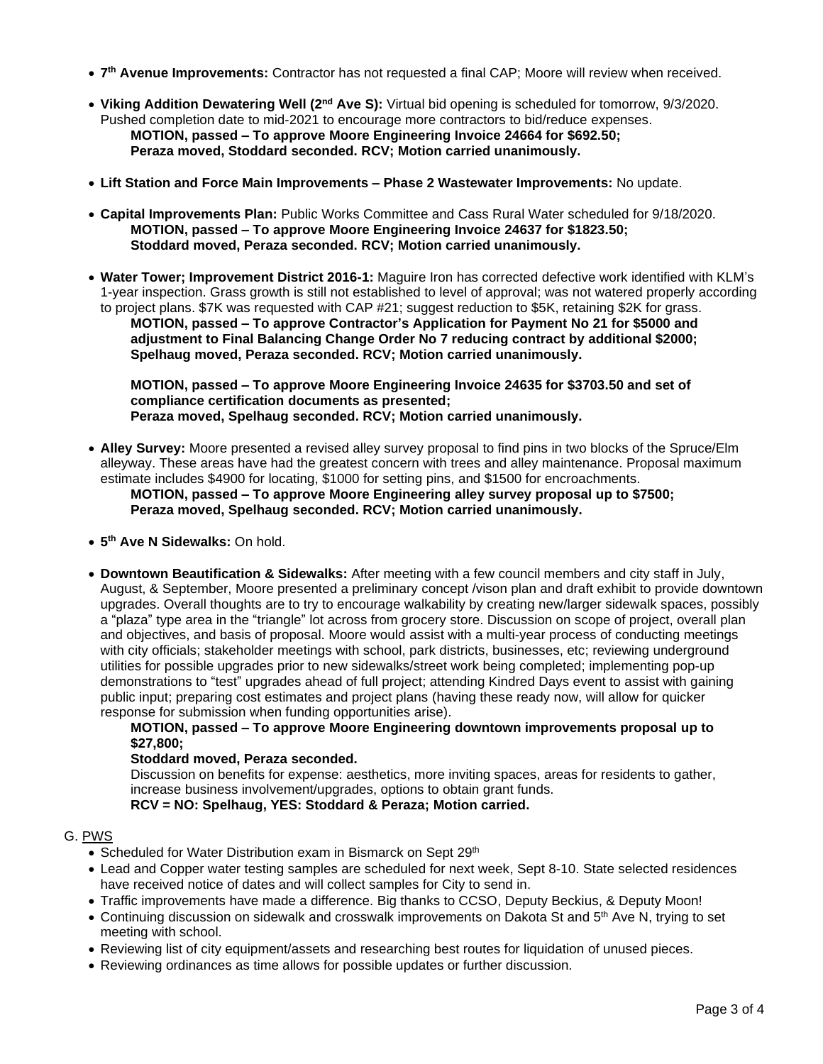- **7th Avenue Improvements:** Contractor has not requested a final CAP; Moore will review when received.

- **Viking Addition Dewatering Well (2nd Ave S):** Virtual bid opening is scheduled for tomorrow, 9/3/2020. Pushed completion date to mid-2021 to encourage more contractors to bid/reduce expenses.
  **MOTION, passed – To approve Moore Engineering Invoice 24664 for $692.50;**
  **Peraza moved, Stoddard seconded. RCV; Motion carried unanimously.**

- **Lift Station and Force Main Improvements – Phase 2 Wastewater Improvements:** No update.

- **Capital Improvements Plan:** Public Works Committee and Cass Rural Water scheduled for 9/18/2020.
  **MOTION, passed – To approve Moore Engineering Invoice 24637 for $1823.50;**
  **Stoddard moved, Peraza seconded. RCV; Motion carried unanimously.**

- **Water Tower; Improvement District 2016-1:** Maguire Iron has corrected defective work identified with KLM's 1-year inspection. Grass growth is still not established to level of approval; was not watered properly according to project plans. $7K was requested with CAP #21; suggest reduction to $5K, retaining $2K for grass.
  **MOTION, passed – To approve Contractor's Application for Payment No 21 for $5000 and adjustment to Final Balancing Change Order No 7 reducing contract by additional $2000;**
  **Spelhaug moved, Peraza seconded. RCV; Motion carried unanimously.**

  **MOTION, passed – To approve Moore Engineering Invoice 24635 for $3703.50 and set of compliance certification documents as presented;**
  **Peraza moved, Spelhaug seconded. RCV; Motion carried unanimously.**

- **Alley Survey:** Moore presented a revised alley survey proposal to find pins in two blocks of the Spruce/Elm alleyway. These areas have had the greatest concern with trees and alley maintenance. Proposal maximum estimate includes $4900 for locating, $1000 for setting pins, and $1500 for encroachments.
  **MOTION, passed – To approve Moore Engineering alley survey proposal up to $7500;**
  **Peraza moved, Spelhaug seconded. RCV; Motion carried unanimously.**

- **5th Ave N Sidewalks:** On hold.

- **Downtown Beautification & Sidewalks:** After meeting with a few council members and city staff in July, August, & September, Moore presented a preliminary concept /vison plan and draft exhibit to provide downtown upgrades. Overall thoughts are to try to encourage walkability by creating new/larger sidewalk spaces, possibly a "plaza" type area in the "triangle" lot across from grocery store. Discussion on scope of project, overall plan and objectives, and basis of proposal. Moore would assist with a multi-year process of conducting meetings with city officials; stakeholder meetings with school, park districts, businesses, etc; reviewing underground utilities for possible upgrades prior to new sidewalks/street work being completed; implementing pop-up demonstrations to "test" upgrades ahead of full project; attending Kindred Days event to assist with gaining public input; preparing cost estimates and project plans (having these ready now, will allow for quicker response for submission when funding opportunities arise).
  **MOTION, passed – To approve Moore Engineering downtown improvements proposal up to $27,800;**
  **Stoddard moved, Peraza seconded.**
  Discussion on benefits for expense: aesthetics, more inviting spaces, areas for residents to gather, increase business involvement/upgrades, options to obtain grant funds.
  **RCV = NO: Spelhaug, YES: Stoddard & Peraza; Motion carried.**

G. PWS

- Scheduled for Water Distribution exam in Bismarck on Sept 29th
- Lead and Copper water testing samples are scheduled for next week, Sept 8-10. State selected residences have received notice of dates and will collect samples for City to send in.
- Traffic improvements have made a difference. Big thanks to CCSO, Deputy Beckius, & Deputy Moon!
- Continuing discussion on sidewalk and crosswalk improvements on Dakota St and 5th Ave N, trying to set meeting with school.
- Reviewing list of city equipment/assets and researching best routes for liquidation of unused pieces.
- Reviewing ordinances as time allows for possible updates or further discussion.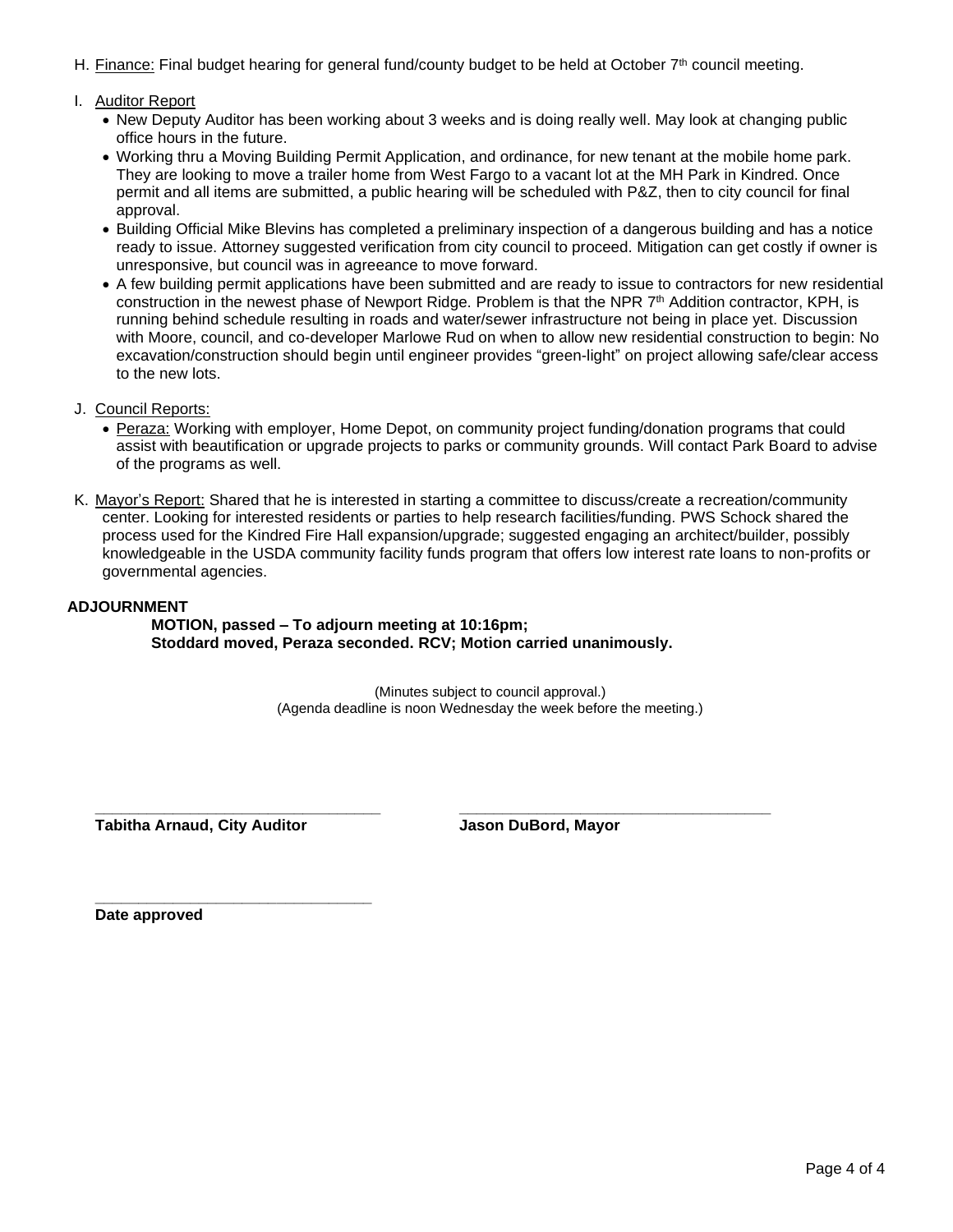H. Finance: Final budget hearing for general fund/county budget to be held at October 7th council meeting.

I. Auditor Report
   - New Deputy Auditor has been working about 3 weeks and is doing really well. May look at changing public office hours in the future.
   - Working thru a Moving Building Permit Application, and ordinance, for new tenant at the mobile home park. They are looking to move a trailer home from West Fargo to a vacant lot at the MH Park in Kindred. Once permit and all items are submitted, a public hearing will be scheduled with P&Z, then to city council for final approval.
   - Building Official Mike Blevins has completed a preliminary inspection of a dangerous building and has a notice ready to issue. Attorney suggested verification from city council to proceed. Mitigation can get costly if owner is unresponsive, but council was in agreeance to move forward.
   - A few building permit applications have been submitted and are ready to issue to contractors for new residential construction in the newest phase of Newport Ridge. Problem is that the NPR 7th Addition contractor, KPH, is running behind schedule resulting in roads and water/sewer infrastructure not being in place yet. Discussion with Moore, council, and co-developer Marlowe Rud on when to allow new residential construction to begin: No excavation/construction should begin until engineer provides "green-light" on project allowing safe/clear access to the new lots.

J. Council Reports:
   - Peraza: Working with employer, Home Depot, on community project funding/donation programs that could assist with beautification or upgrade projects to parks or community grounds. Will contact Park Board to advise of the programs as well.

K. Mayor's Report: Shared that he is interested in starting a committee to discuss/create a recreation/community center. Looking for interested residents or parties to help research facilities/funding. PWS Schock shared the process used for the Kindred Fire Hall expansion/upgrade; suggested engaging an architect/builder, possibly knowledgeable in the USDA community facility funds program that offers low interest rate loans to non-profits or governmental agencies.

**ADJOURNMENT**

**MOTION, passed – To adjourn meeting at 10:16pm;**
**Stoddard moved, Peraza seconded. RCV; Motion carried unanimously.**

(Minutes subject to council approval.)
(Agenda deadline is noon Wednesday the week before the meeting.)

\_\_\_\_\_\_\_\_\_\_\_\_\_\_\_\_\_\_\_\_\_\_\_\_\_\_\_\_\_\_\_\_
**Tabitha Arnaud, City Auditor**

\_\_\_\_\_\_\_\_\_\_\_\_\_\_\_\_\_\_\_\_\_\_\_\_\_\_\_\_\_\_\_\_
**Jason DuBord, Mayor**

\_\_\_\_\_\_\_\_\_\_\_\_\_\_\_\_\_\_\_\_\_\_\_\_\_\_\_\_\_\_\_\_
**Date approved**